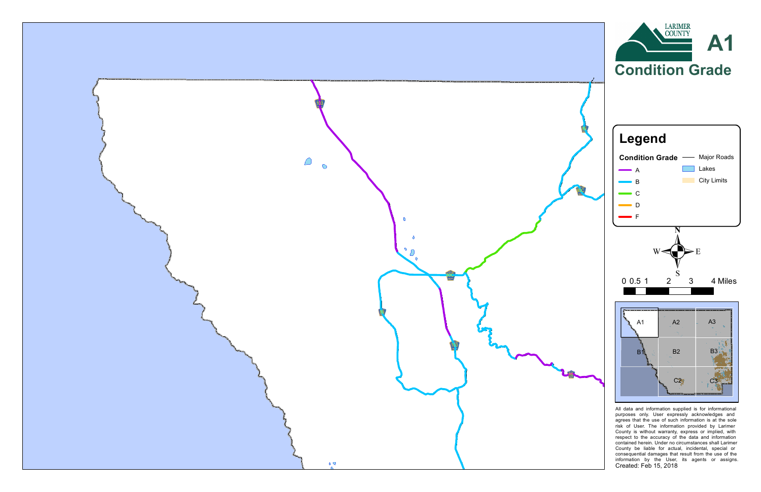LARIMER COUNTY

# A1

## Condition Grade

### Legend

**Condition Grade**

- A
- B
- C
- D
- F

- Major Roads
- Lakes
- City Limits

N
W E
S

0 0.5 1 2 3 4 Miles

A1 A2 A3
B1 B2 B3
C2 C3

All data and information supplied is for informational purposes only. User expressly acknowledges and agrees that the use of such information is at the sole risk of User. The information provided by Larimer County is without warranty, express or implied, with respect to the accuracy of the data and information contained herein. Under no circumstances shall Larimer County be liable for actual, incidental, special or consequential damages that result from the use of the information by the User, its agents or assigns.

Created: Feb 15, 2018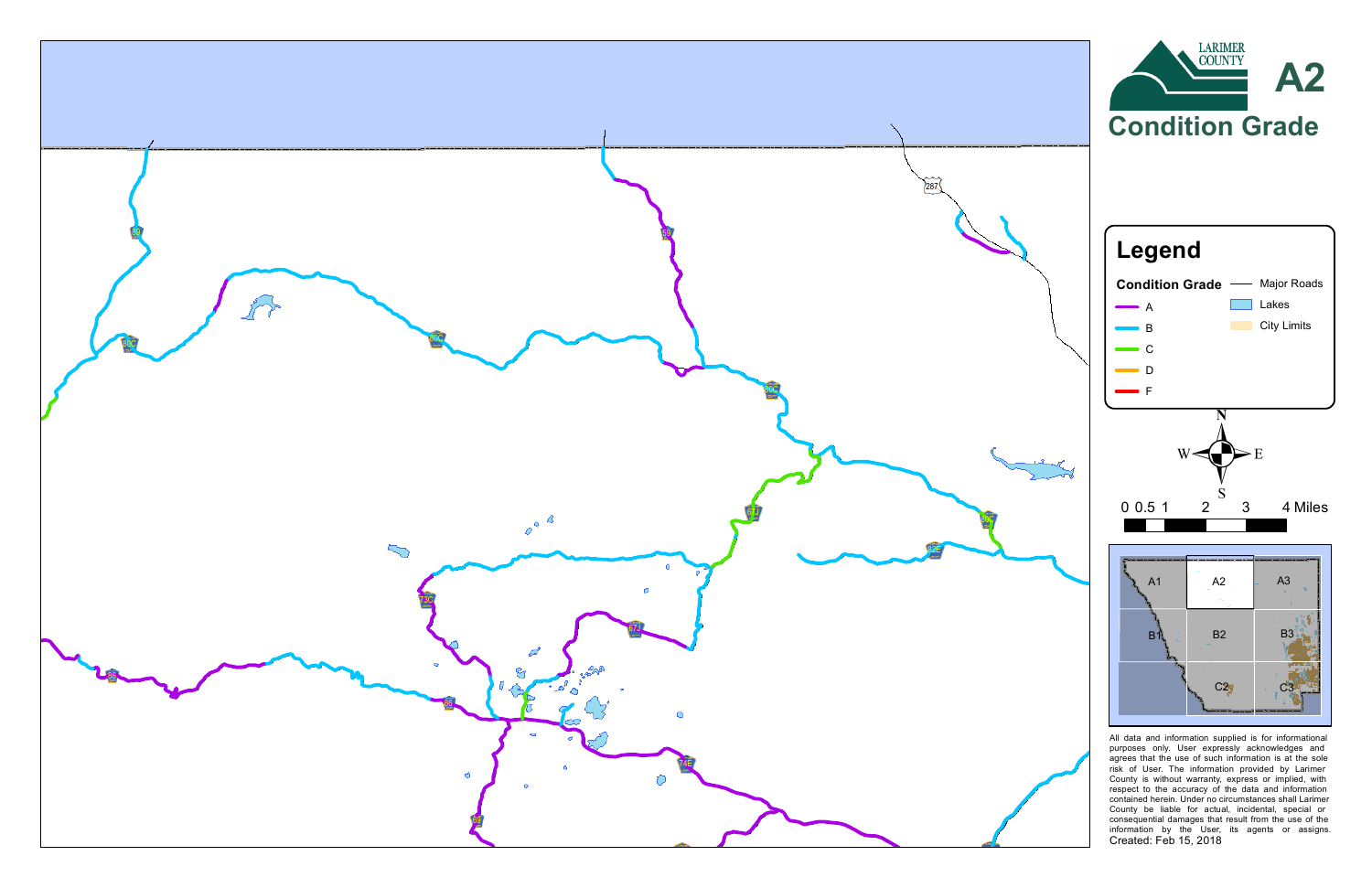# A2

## Condition Grade

LARIMER COUNTY

### Legend

**Condition Grade**

- A
- B
- C
- D
- F

- Major Roads
- Lakes
- City Limits

N
W E
S

0 0.5 1 2 3 4 Miles

A1 A2 A3
B1 B2 B3
C2 C3

All data and information supplied is for informational purposes only. User expressly acknowledges and agrees that the use of such information is at the sole risk of User. The information provided by Larimer County is without warranty, express or implied, with respect to the accuracy of the data and information contained herein. Under no circumstances shall Larimer County be liable for actual, incidental, special or consequential damages that result from the use of the information by the User, its agents or assigns.

Created: Feb 15, 2018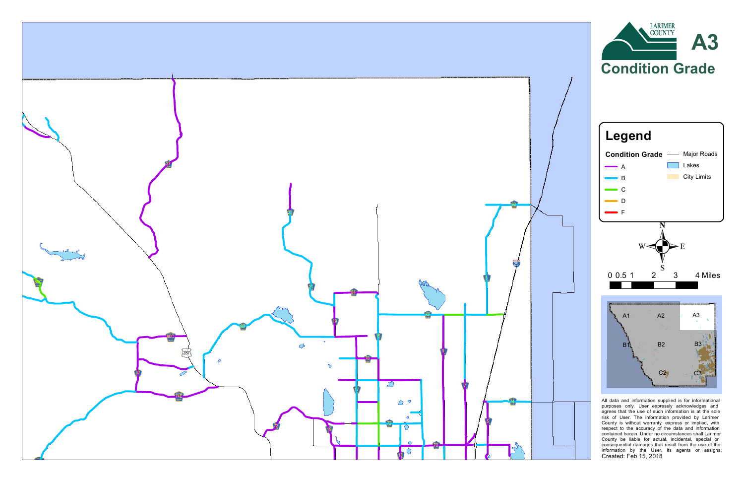# Condition Grade

## A3

LARIMER COUNTY

## Legend

**Condition Grade**

- A
- B
- C
- D
- F

- Major Roads
- Lakes
- City Limits

N
W E
S

0 0.5 1 2 3 4 Miles

A1 A2 A3
B1 B2 B3
C2 C3

All data and information supplied is for informational purposes only. User expressly acknowledges and agrees that the use of such information is at the sole risk of User. The information provided by Larimer County is without warranty, express or implied, with respect to the accuracy of the data and information contained herein. Under no circumstances shall Larimer County be liable for actual, incidental, special or consequential damages that result from the use of the information by the User, its agents or assigns.

Created: Feb 15, 2018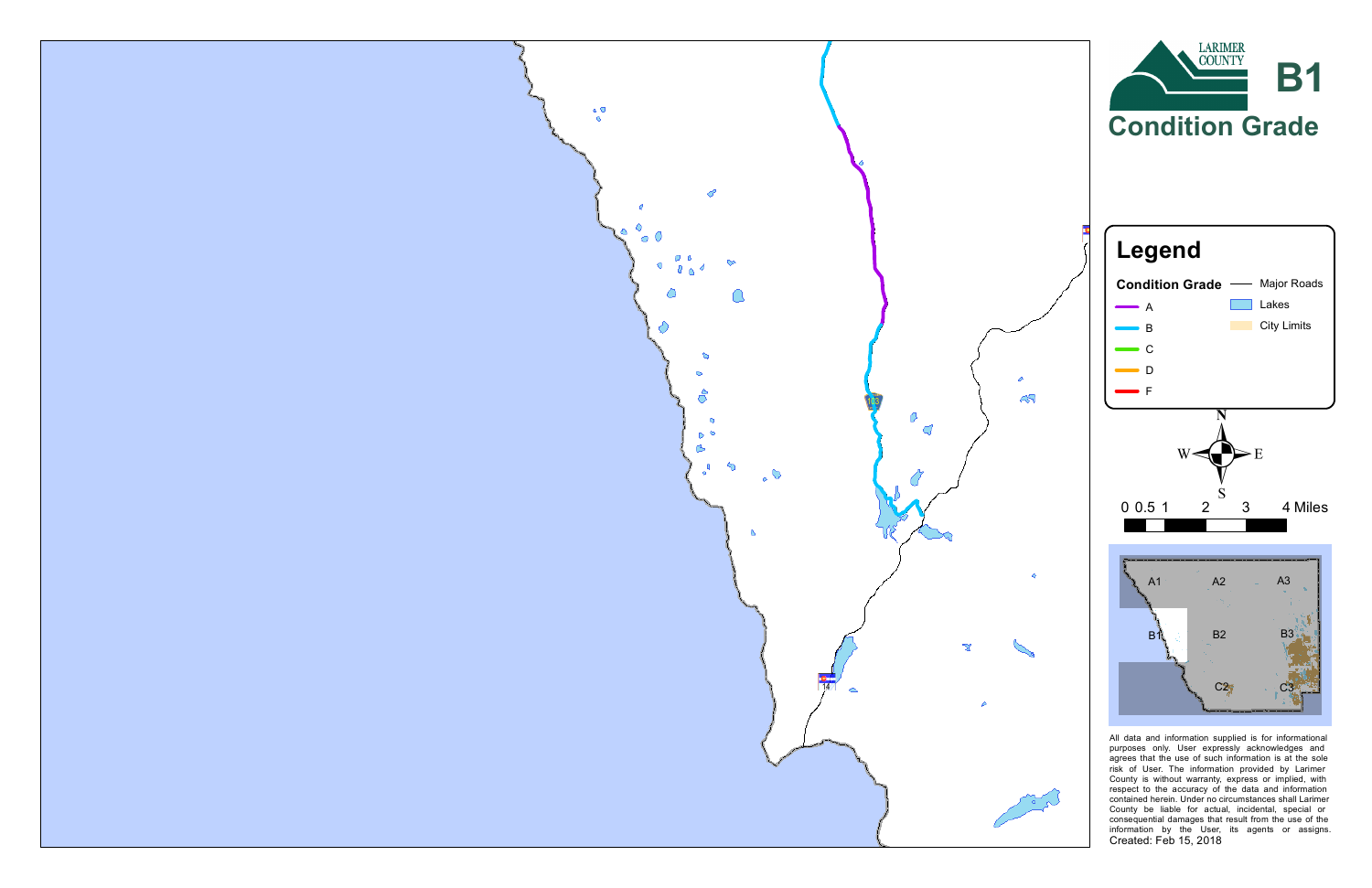LARIMER COUNTY

# B1

## Condition Grade

## Legend

**Condition Grade**

- A
- B
- C
- D
- F

- Major Roads
- Lakes
- City Limits

N
W E
S

0 0.5 1 2 3 4 Miles

A1 A2 A3
B1 B2 B3
C2 C3

All data and information supplied is for informational purposes only. User expressly acknowledges and agrees that the use of such information is at the sole risk of User. The information provided by Larimer County is without warranty, express or implied, with respect to the accuracy of the data and information contained herein. Under no circumstances shall Larimer County be liable for actual, incidental, special or consequential damages that result from the use of the information by the User, its agents or assigns.

Created: Feb 15, 2018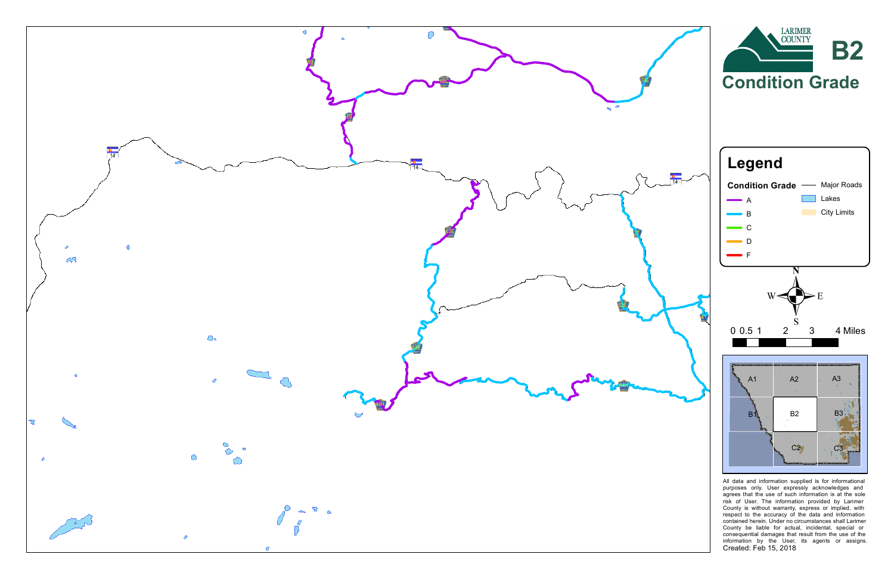# B2

## Condition Grade

LARIMER COUNTY

### Legend

**Condition Grade**

- A
- B
- C
- D
- F

- Major Roads
- Lakes
- City Limits

N
W E
S

0 0.5 1 2 3 4 Miles

A1 A2 A3
B1 B2 B3
C2 C3

All data and information supplied is for informational purposes only. User expressly acknowledges and agrees that the use of such information is at the sole risk of User. The information provided by Larimer County is without warranty, express or implied, with respect to the accuracy of the data and information contained herein. Under no circumstances shall Larimer County be liable for actual, incidental, special or consequential damages that result from the use of the information by the User, its agents or assigns.

Created: Feb 15, 2018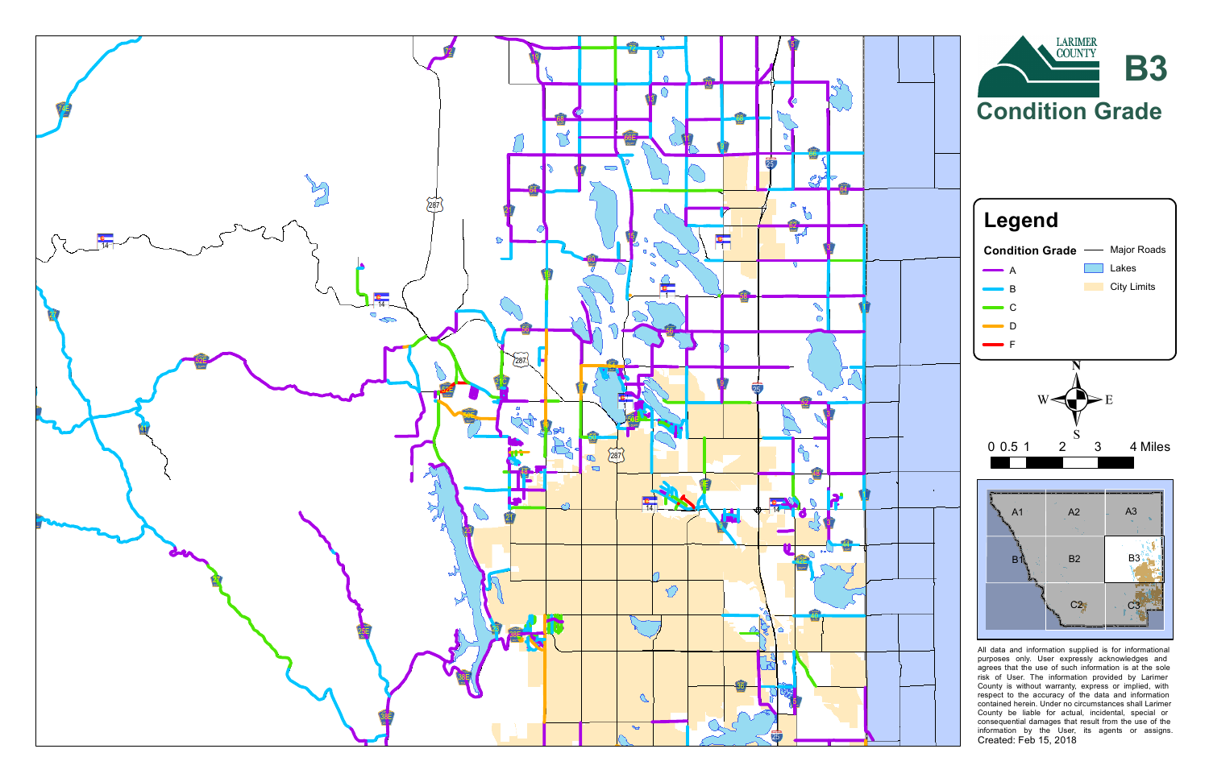# B3

## Condition Grade

LARIMER COUNTY

## Legend

**Condition Grade**

- A
- B
- C
- D
- F

- Major Roads
- Lakes
- City Limits

N S E W

0 0.5 1 2 3 4 Miles

A1 A2 A3
B1 B2 B3
C2 C3

All data and information supplied is for informational purposes only. User expressly acknowledges and agrees that the use of such information is at the sole risk of User. The information provided by Larimer County is without warranty, express or implied, with respect to the accuracy of the data and information contained herein. Under no circumstances shall Larimer County be liable for actual, incidental, special or consequential damages that result from the use of the information by the User, its agents or assigns.

Created: Feb 15, 2018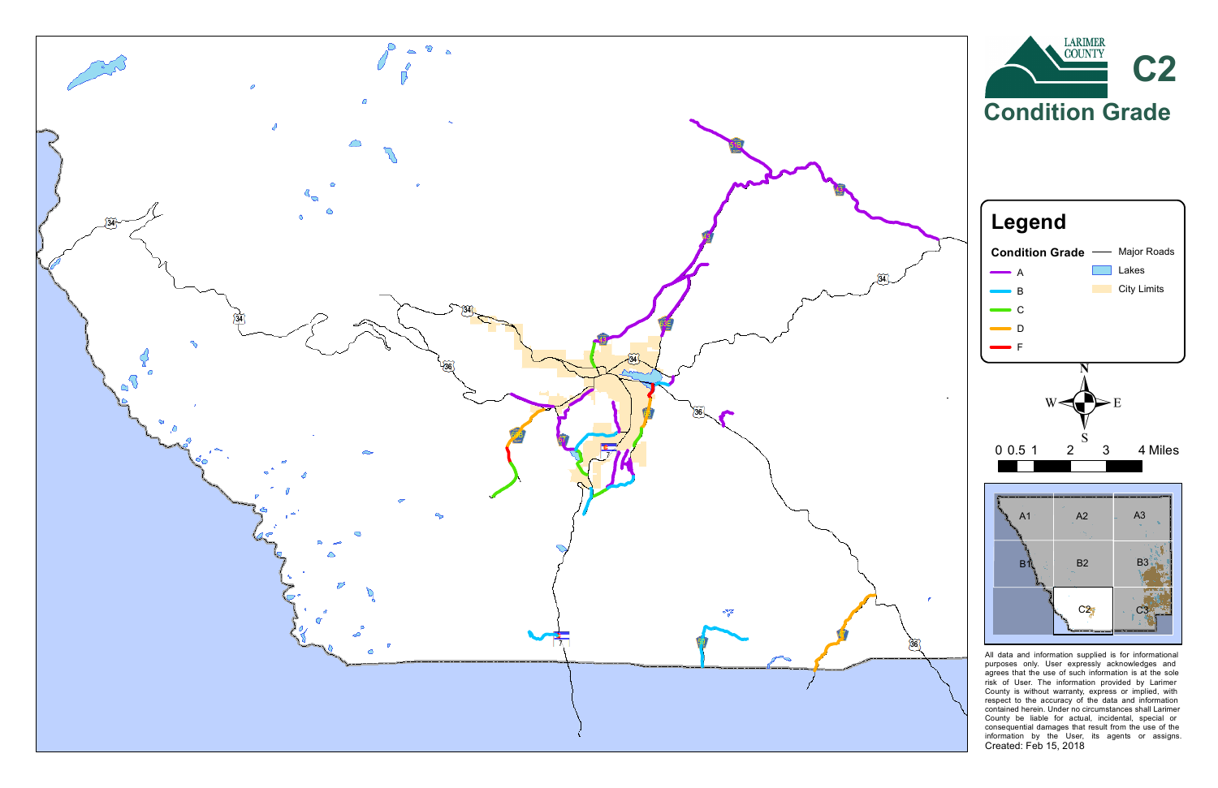# Larimer County

# C2

## Condition Grade

## Legend

**Condition Grade**

- A
- B
- C
- D
- F

- Major Roads
- Lakes
- City Limits

0 0.5 1 2 3 4 Miles

All data and information supplied is for informational purposes only. User expressly acknowledges and agrees that the use of such information is at the sole risk of User. The information provided by Larimer County is without warranty, express or implied, with respect to the accuracy of the data and information contained herein. Under no circumstances shall Larimer County be liable for actual, incidental, special or consequential damages that result from the use of the information by the User, its agents or assigns.

Created: Feb 15, 2018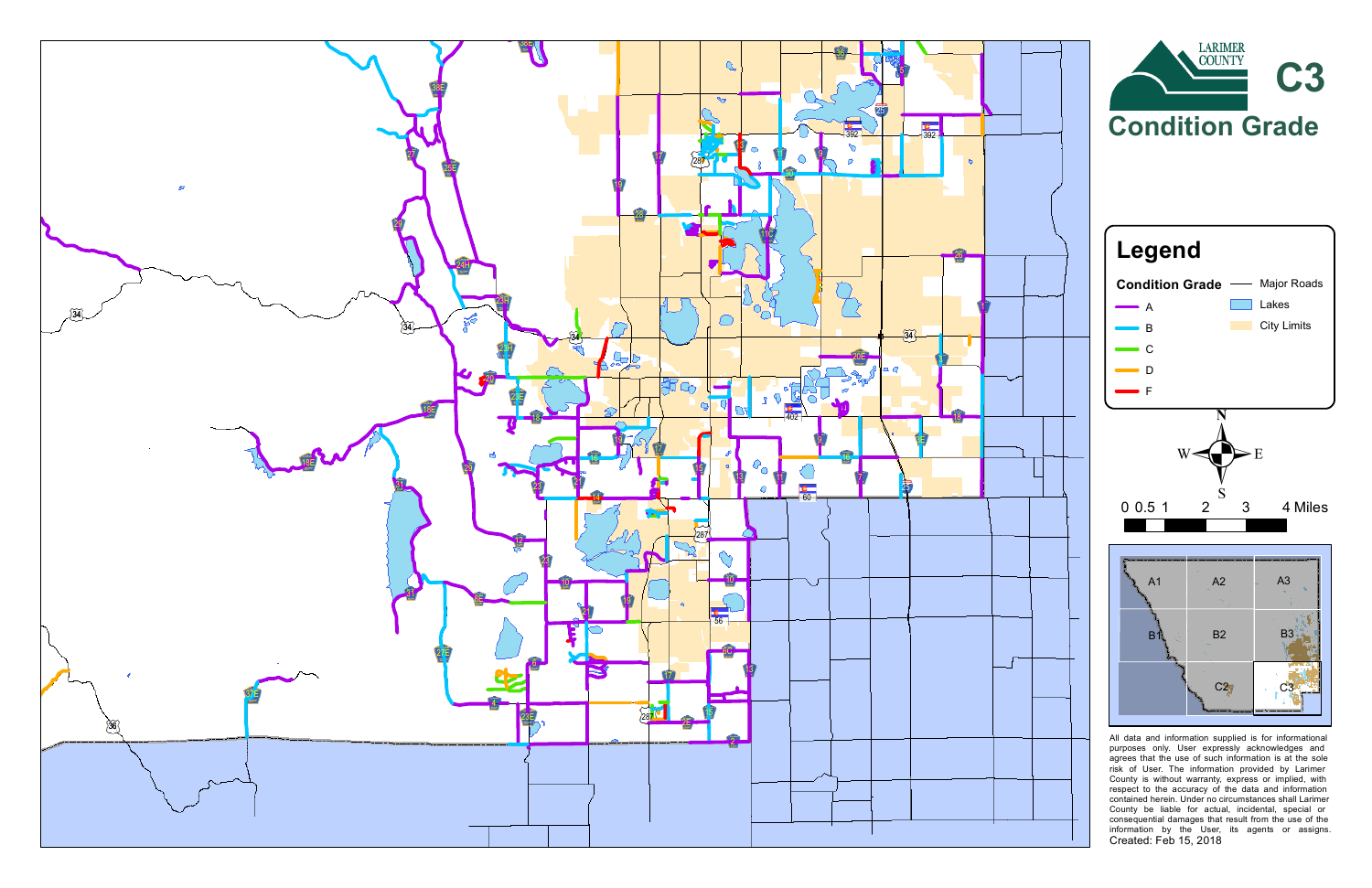LARIMER COUNTY

# C3

## Condition Grade

### Legend

**Condition Grade**

- A
- B
- C
- D
- F

Major Roads

Lakes

City Limits

N
W E
S

0 0.5 1 2 3 4 Miles

A1 A2 A3
B1 B2 B3
C2 C3

All data and information supplied is for informational purposes only. User expressly acknowledges and agrees that the use of such information is at the sole risk of User. The information provided by Larimer County is without warranty, express or implied, with respect to the accuracy of the data and information contained herein. Under no circumstances shall Larimer County be liable for actual, incidental, special or consequential damages that result from the use of the information by the User, its agents or assigns.

Created: Feb 15, 2018